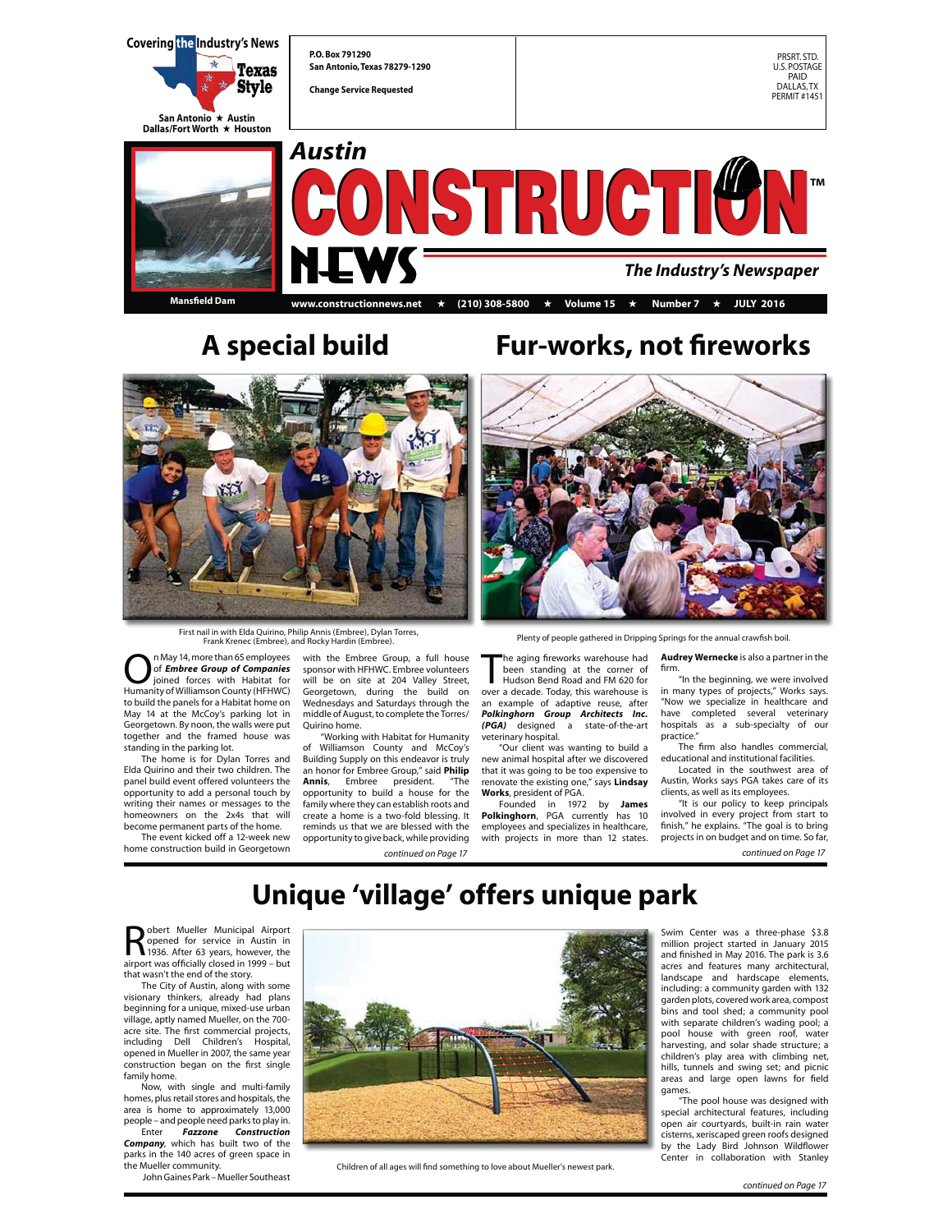Covering the Industry's News

Texas Style

San Antonio ★ Austin
Dallas/Fort Worth ★ Houston

P.O. Box 791290
San Antonio, Texas 78279-1290

Change Service Requested

PRSRT. STD.
U.S. POSTAGE
PAID
DALLAS, TX
PERMIT #1451

Mansfield Dam

# Austin CONSTRUCTION NEWS™

The Industry's Newspaper

www.constructionnews.net ★ (210) 308-5800 ★ Volume 15 ★ Number 7 ★ JULY 2016

## A special build

First nail in with Elda Quirino, Philip Annis (Embree), Dylan Torres, Frank Krenec (Embree), and Rocky Hardin (Embree).

On May 14, more than 65 employees of ***Embree Group of Companies*** joined forces with Habitat for Humanity of Williamson County (HFHWC) to build the panels for a Habitat home on May 14 at the McCoy's parking lot in Georgetown. By noon, the walls were put together and the framed house was standing in the parking lot.

The home is for Dylan Torres and Elda Quirino and their two children. The panel build event offered volunteers the opportunity to add a personal touch by writing their names or messages to the homeowners on the 2x4s that will become permanent parts of the home.

The event kicked off a 12-week new home construction build in Georgetown with the Embree Group, a full house sponsor with HFHWC. Embree volunteers will be on site at 204 Valley Street, Georgetown, during the build on Wednesdays and Saturdays through the middle of August, to complete the Torres/Quirino home.

"Working with Habitat for Humanity of Williamson County and McCoy's Building Supply on this endeavor is truly an honor for Embree Group," said **Philip Annis**, Embree president. "The opportunity to build a house for the family where they can establish roots and create a home is a two-fold blessing. It reminds us that we are blessed with the opportunity to give back, while providing

*continued on Page 17*

## Fur-works, not fireworks

Plenty of people gathered in Dripping Springs for the annual crawfish boil.

The aging fireworks warehouse had been standing at the corner of Hudson Bend Road and FM 620 for over a decade. Today, this warehouse is an example of adaptive reuse, after ***Polkinghorn Group Architects Inc. (PGA)*** designed a state-of-the-art veterinary hospital.

"Our client was wanting to build a new animal hospital after we discovered that it was going to be too expensive to renovate the existing one," says **Lindsay Works**, president of PGA.

Founded in 1972 by **James Polkinghorn**, PGA currently has 10 employees and specializes in healthcare, with projects in more than 12 states. **Audrey Wernecke** is also a partner in the firm.

"In the beginning, we were involved in many types of projects," Works says. "Now we specialize in healthcare and have completed several veterinary hospitals as a sub-specialty of our practice."

The firm also handles commercial, educational and institutional facilities.

Located in the southwest area of Austin, Works says PGA takes care of its clients, as well as its employees.

"It is our policy to keep principals involved in every project from start to finish," he explains. "The goal is to bring projects in on budget and on time. So far,

*continued on Page 17*

## Unique 'village' offers unique park

Robert Mueller Municipal Airport opened for service in Austin in 1936. After 63 years, however, the airport was officially closed in 1999 – but that wasn't the end of the story.

The City of Austin, along with some visionary thinkers, already had plans beginning for a unique, mixed-use urban village, aptly named Mueller, on the 700-acre site. The first commercial projects, including Dell Children's Hospital, opened in Mueller in 2007, the same year construction began on the first single family home.

Now, with single and multi-family homes, plus retail stores and hospitals, the area is home to approximately 13,000 people – and people need parks to play in.

Enter ***Fazzone Construction Company***, which has built two of the parks in the 140 acres of green space in the Mueller community.

John Gaines Park – Mueller Southeast Swim Center was a three-phase $3.8 million project started in January 2015 and finished in May 2016. The park is 3.6 acres and features many architectural, landscape and hardscape elements, including: a community garden with 132 garden plots, covered work area, compost bins and tool shed; a community pool with separate children's wading pool; a pool house with green roof, water harvesting, and solar shade structure; a children's play area with climbing net, hills, tunnels and swing set; and picnic areas and large open lawns for field games.

"The pool house was designed with special architectural features, including open air courtyards, built-in rain water cisterns, xeriscaped green roofs designed by the Lady Bird Johnson Wildflower Center in collaboration with Stanley

Children of all ages will find something to love about Mueller's newest park.

*continued on Page 17*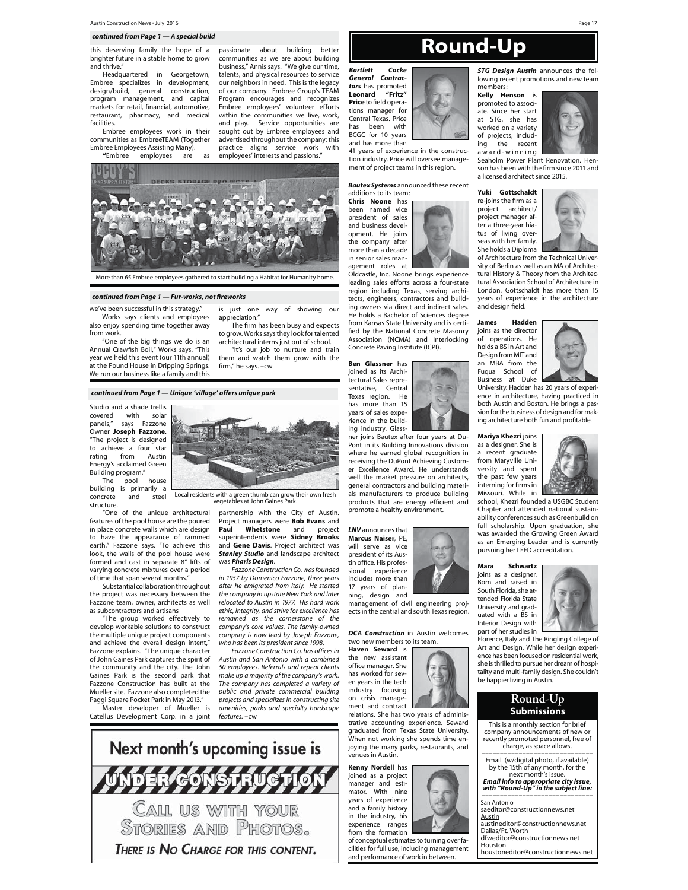*continued from Page 1 — A special build*

this deserving family the hope of a brighter future in a stable home to grow and thrive."

Headquartered in Georgetown, Embree specializes in development, design/build, general construction, program management, and capital markets for retail, financial, automotive, restaurant, pharmacy, and medical facilities.

Embree employees work in their communities as EmbreeTEAM (Together Embree Employees Assisting Many).

"Embree employees are as passionate about building better communities as we are about building business," Annis says. "We give our time, talents, and physical resources to service our neighbors in need. This is the legacy of our company. Embree Group's TEAM Program encourages and recognizes Embree employees' volunteer efforts within the communities we live, work, and play. Service opportunities are sought out by Embree employees and advertised throughout the company; this practice aligns service work with employees' interests and passions."

More than 65 Embree employees gathered to start building a Habitat for Humanity home.

*continued from Page 1 — Fur-works, not fireworks*

we've been successful in this strategy."

Works says clients and employees also enjoy spending time together away from work.

"One of the big things we do is an Annual Crawfish Boil," Works says. "This year we held this event (our 11th annual) at the Pound House in Dripping Springs. We run our business like a family and this is just one way of showing our appreciation."

The firm has been busy and expects to grow. Works says they look for talented architectural interns just out of school.

"It's our job to nurture and train them and watch them grow with the firm," he says. –cw

*continued from Page 1 — Unique 'village' offers unique park*

Studio and a shade trellis covered with solar panels," says Fazzone Owner **Joseph Fazzone**. "The project is designed to achieve a four star rating from Austin Energy's acclaimed Green Building program."

The pool house building is primarily a concrete and steel structure.

Local residents with a green thumb can grow their own fresh vegetables at John Gaines Park.

"One of the unique architectural features of the pool house are the poured in place concrete walls which are design to have the appearance of rammed earth," Fazzone says. "To achieve this look, the walls of the pool house were formed and cast in separate 8" lifts of varying concrete mixtures over a period of time that span several months."

Substantial collaboration throughout the project was necessary between the Fazzone team, owner, architects as well as subcontractors and artisans

"The group worked effectively to develop workable solutions to construct the multiple unique project components and achieve the overall design intent," Fazzone explains. "The unique character of John Gaines Park captures the spirit of the community and the city. The John Gaines Park is the second park that Fazzone Construction has built at the Mueller site. Fazzone also completed the Paggi Square Pocket Park in May 2013."

Master developer of Mueller is Catellus Development Corp. in a joint partnership with the City of Austin. Project managers were **Bob Evans** and **Paul Whetstone** and project superintendents were **Sidney Brooks** and **Gene Davis**. Project architect was ***Stanley Studio*** and landscape architect was ***Pharis Design***.

*Fazzone Construction Co. was founded in 1957 by Domenico Fazzone, three years after he emigrated from Italy. He started the company in upstate New York and later relocated to Austin in 1977. His hard work ethic, integrity, and strive for excellence has remained as the cornerstone of the company's core values. The family-owned company is now lead by Joseph Fazzone, who has been its president since 1998.*

*Fazzone Construction Co. has offices in Austin and San Antonio with a combined 50 employees. Referrals and repeat clients make up a majority of the company's work. The company has completed a variety of public and private commercial building projects and specializes in constructing site amenities, parks and specialty hardscape features.* –cw

**Next month's upcoming issue is UNDER CONSTRUCTION**

**CALL US WITH YOUR STORIES AND PHOTOS.**

***THERE IS NO CHARGE FOR THIS CONTENT.***

# Round-Up

***Bartlett Cocke General Contractors*** has promoted **Leonard "Fritz" Price** to field operations manager for Central Texas. Price has been with BCGC for 10 years and has more than 41 years of experience in the construction industry. Price will oversee management of project teams in this region.

***Bautex Systems*** announced these recent additions to its team:

**Chris Noone** has been named vice president of sales and business development. He joins the company after more than a decade in senior sales management roles at Oldcastle, Inc. Noone brings experience leading sales efforts across a four-state region including Texas, serving architects, engineers, contractors and building owners via direct and indirect sales. He holds a Bachelor of Sciences degree from Kansas State University and is certified by the National Concrete Masonry Association (NCMA) and Interlocking Concrete Paving Institute (ICPI).

**Ben Glassner** has joined as its Architectural Sales representative, Central Texas region. He has more than 15 years of sales experience in the building industry. Glassner joins Bautex after four years at DuPont in its Building Innovations division where he earned global recognition in receiving the DuPont Achieving Customer Excellence Award. He understands well the market pressure on architects, general contractors and building materials manufacturers to produce building products that are energy efficient and promote a healthy environment.

***LNV*** announces that **Marcus Naiser**, PE, will serve as vice president of its Austin office. His professional experience includes more than 17 years of planning, design and management of civil engineering projects in the central and south Texas region.

***DCA Construction*** in Austin welcomes two new members to its team.

**Haven Seward** is the new assistant office manager. She has worked for seven years in the tech industry focusing on crisis management and contract relations. She has two years of administrative accounting experience. Seward graduated from Texas State University. When not working she spends time enjoying the many parks, restaurants, and venues in Austin.

**Kenny Nordell** has joined as a project manager and estimator. With nine years of experience and a family history in the industry, his experience ranges from the formation of conceptual estimates to turning over facilities for full use, including management and performance of work in between.

***STG Design Austin*** announces the following recent promotions and new team members:

**Kelly Henson** is promoted to associate. Since her start at STG, she has worked on a variety of projects, including the recent award-winning Seaholm Power Plant Renovation. Henson has been with the firm since 2011 and a licensed architect since 2015.

**Yuki Gottschaldt** re-joins the firm as a project architect/project manager after a three-year hiatus of living overseas with her family. She holds a Diploma of Architecture from the Technical University of Berlin as well as an MA of Architectural History & Theory from the Architectural Association School of Architecture in London. Gottschaldt has more than 15 years of experience in the architecture and design field.

**James Hadden** joins as the director of operations. He holds a BS in Art and Design from MIT and an MBA from the Fuqua School of Business at Duke University. Hadden has 20 years of experience in architecture, having practiced in both Austin and Boston. He brings a passion for the business of design and for making architecture both fun and profitable.

**Mariya Khezri** joins as a designer. She is a recent graduate from Maryville University and spent the past few years interning for firms in Missouri. While in school, Khezri founded a USGBC Student Chapter and attended national sustainability conferences such as Greenbuild on full scholarship. Upon graduation, she was awarded the Growing Green Award as an Emerging Leader and is currently pursuing her LEED accreditation.

**Mara Schwartz** joins as a designer. Born and raised in South Florida, she attended Florida State University and graduated with a BS in Interior Design with part of her studies in Florence, Italy and The Ringling College of Art and Design. While her design experience has been focused on residential work, she is thrilled to pursue her dream of hospitality and multi-family design. She couldn't be happier living in Austin.

## Round-Up Submissions

This is a monthly section for brief company announcements of new or recently promoted personnel, free of charge, as space allows.

Email (w/digital photo, if available) by the 15th of any month, for the next month's issue.

***Email info to appropriate city issue, with "Round-Up" in the subject line:***

San Antonio
saeditor@constructionnews.net

Austin
austineditor@constructionnews.net

Dallas/Ft. Worth
dfweditor@constructionnews.net

Houston
houstoneditor@constructionnews.net